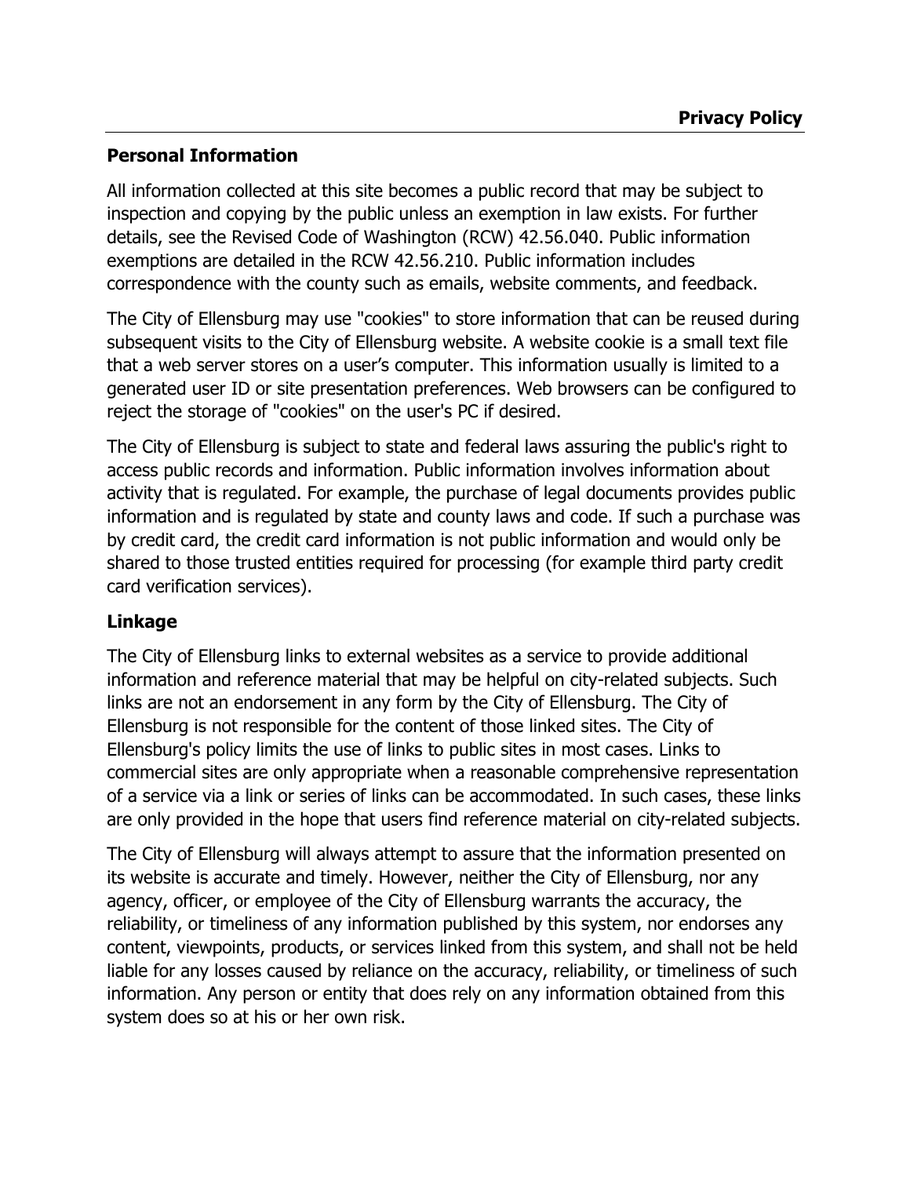# Privacy Policy

## Personal Information

All information collected at this site becomes a public record that may be subject to inspection and copying by the public unless an exemption in law exists. For further details, see the Revised Code of Washington (RCW) 42.56.040. Public information exemptions are detailed in the RCW 42.56.210. Public information includes correspondence with the county such as emails, website comments, and feedback.

The City of Ellensburg may use "cookies" to store information that can be reused during subsequent visits to the City of Ellensburg website. A website cookie is a small text file that a web server stores on a user's computer. This information usually is limited to a generated user ID or site presentation preferences. Web browsers can be configured to reject the storage of "cookies" on the user's PC if desired.

The City of Ellensburg is subject to state and federal laws assuring the public's right to access public records and information. Public information involves information about activity that is regulated. For example, the purchase of legal documents provides public information and is regulated by state and county laws and code. If such a purchase was by credit card, the credit card information is not public information and would only be shared to those trusted entities required for processing (for example third party credit card verification services).

## Linkage

The City of Ellensburg links to external websites as a service to provide additional information and reference material that may be helpful on city-related subjects. Such links are not an endorsement in any form by the City of Ellensburg. The City of Ellensburg is not responsible for the content of those linked sites. The City of Ellensburg's policy limits the use of links to public sites in most cases. Links to commercial sites are only appropriate when a reasonable comprehensive representation of a service via a link or series of links can be accommodated. In such cases, these links are only provided in the hope that users find reference material on city-related subjects.

The City of Ellensburg will always attempt to assure that the information presented on its website is accurate and timely. However, neither the City of Ellensburg, nor any agency, officer, or employee of the City of Ellensburg warrants the accuracy, the reliability, or timeliness of any information published by this system, nor endorses any content, viewpoints, products, or services linked from this system, and shall not be held liable for any losses caused by reliance on the accuracy, reliability, or timeliness of such information. Any person or entity that does rely on any information obtained from this system does so at his or her own risk.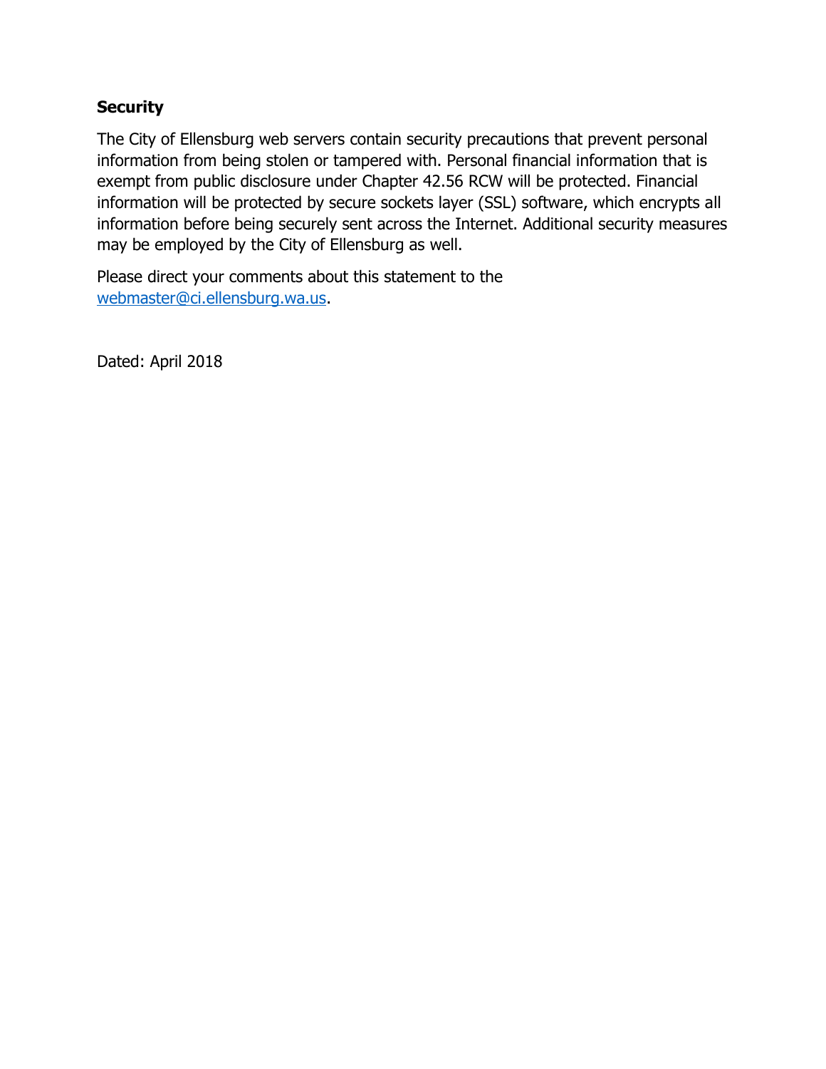**Security**

The City of Ellensburg web servers contain security precautions that prevent personal information from being stolen or tampered with. Personal financial information that is exempt from public disclosure under Chapter 42.56 RCW will be protected. Financial information will be protected by secure sockets layer (SSL) software, which encrypts all information before being securely sent across the Internet. Additional security measures may be employed by the City of Ellensburg as well.

Please direct your comments about this statement to the webmaster@ci.ellensburg.wa.us.

Dated: April 2018